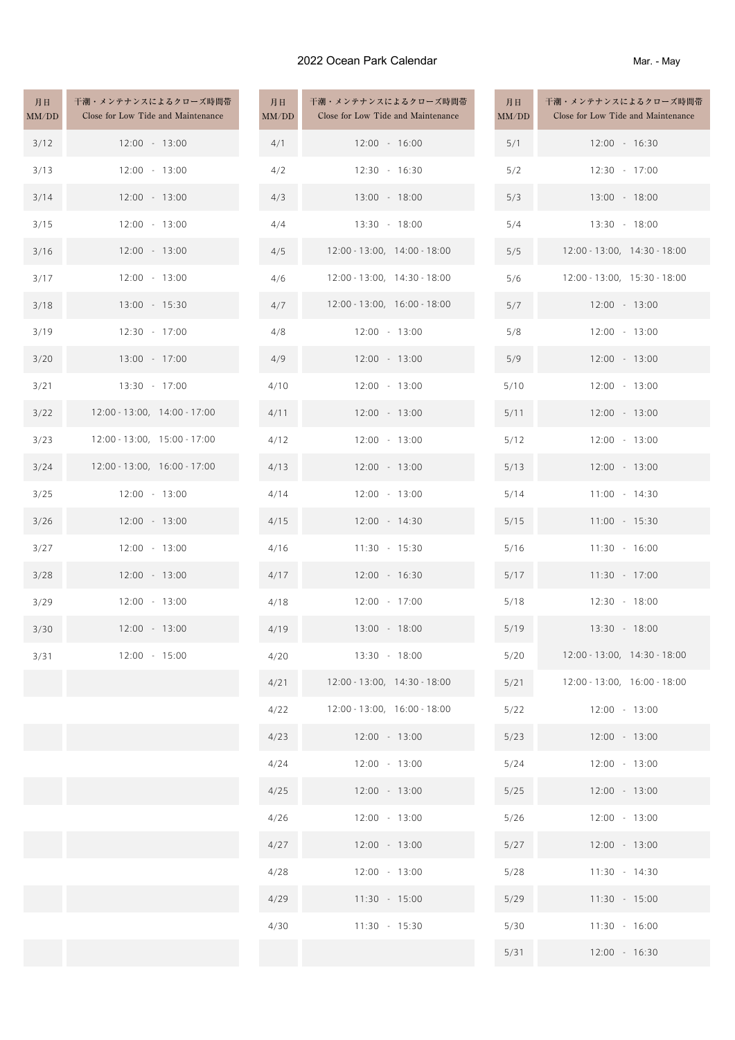# 2022 Ocean Park Calendar

Mar. - May

| 月日 MM/DD | 干潮・メンテナンスによるクローズ時間帯 Close for Low Tide and Maintenance |
|---|---|
| 3/12 | 12:00 - 13:00 |
| 3/13 | 12:00 - 13:00 |
| 3/14 | 12:00 - 13:00 |
| 3/15 | 12:00 - 13:00 |
| 3/16 | 12:00 - 13:00 |
| 3/17 | 12:00 - 13:00 |
| 3/18 | 13:00 - 15:30 |
| 3/19 | 12:30 - 17:00 |
| 3/20 | 13:00 - 17:00 |
| 3/21 | 13:30 - 17:00 |
| 3/22 | 12:00 - 13:00, 14:00 - 17:00 |
| 3/23 | 12:00 - 13:00, 15:00 - 17:00 |
| 3/24 | 12:00 - 13:00, 16:00 - 17:00 |
| 3/25 | 12:00 - 13:00 |
| 3/26 | 12:00 - 13:00 |
| 3/27 | 12:00 - 13:00 |
| 3/28 | 12:00 - 13:00 |
| 3/29 | 12:00 - 13:00 |
| 3/30 | 12:00 - 13:00 |
| 3/31 | 12:00 - 15:00 |

| 月日 MM/DD | 干潮・メンテナンスによるクローズ時間帯 Close for Low Tide and Maintenance |
|---|---|
| 4/1 | 12:00 - 16:00 |
| 4/2 | 12:30 - 16:30 |
| 4/3 | 13:00 - 18:00 |
| 4/4 | 13:30 - 18:00 |
| 4/5 | 12:00 - 13:00, 14:00 - 18:00 |
| 4/6 | 12:00 - 13:00, 14:30 - 18:00 |
| 4/7 | 12:00 - 13:00, 16:00 - 18:00 |
| 4/8 | 12:00 - 13:00 |
| 4/9 | 12:00 - 13:00 |
| 4/10 | 12:00 - 13:00 |
| 4/11 | 12:00 - 13:00 |
| 4/12 | 12:00 - 13:00 |
| 4/13 | 12:00 - 13:00 |
| 4/14 | 12:00 - 13:00 |
| 4/15 | 12:00 - 14:30 |
| 4/16 | 11:30 - 15:30 |
| 4/17 | 12:00 - 16:30 |
| 4/18 | 12:00 - 17:00 |
| 4/19 | 13:00 - 18:00 |
| 4/20 | 13:30 - 18:00 |
| 4/21 | 12:00 - 13:00, 14:30 - 18:00 |
| 4/22 | 12:00 - 13:00, 16:00 - 18:00 |
| 4/23 | 12:00 - 13:00 |
| 4/24 | 12:00 - 13:00 |
| 4/25 | 12:00 - 13:00 |
| 4/26 | 12:00 - 13:00 |
| 4/27 | 12:00 - 13:00 |
| 4/28 | 12:00 - 13:00 |
| 4/29 | 11:30 - 15:00 |
| 4/30 | 11:30 - 15:30 |

| 月日 MM/DD | 干潮・メンテナンスによるクローズ時間帯 Close for Low Tide and Maintenance |
|---|---|
| 5/1 | 12:00 - 16:30 |
| 5/2 | 12:30 - 17:00 |
| 5/3 | 13:00 - 18:00 |
| 5/4 | 13:30 - 18:00 |
| 5/5 | 12:00 - 13:00, 14:30 - 18:00 |
| 5/6 | 12:00 - 13:00, 15:30 - 18:00 |
| 5/7 | 12:00 - 13:00 |
| 5/8 | 12:00 - 13:00 |
| 5/9 | 12:00 - 13:00 |
| 5/10 | 12:00 - 13:00 |
| 5/11 | 12:00 - 13:00 |
| 5/12 | 12:00 - 13:00 |
| 5/13 | 12:00 - 13:00 |
| 5/14 | 11:00 - 14:30 |
| 5/15 | 11:00 - 15:30 |
| 5/16 | 11:30 - 16:00 |
| 5/17 | 11:30 - 17:00 |
| 5/18 | 12:30 - 18:00 |
| 5/19 | 13:30 - 18:00 |
| 5/20 | 12:00 - 13:00, 14:30 - 18:00 |
| 5/21 | 12:00 - 13:00, 16:00 - 18:00 |
| 5/22 | 12:00 - 13:00 |
| 5/23 | 12:00 - 13:00 |
| 5/24 | 12:00 - 13:00 |
| 5/25 | 12:00 - 13:00 |
| 5/26 | 12:00 - 13:00 |
| 5/27 | 12:00 - 13:00 |
| 5/28 | 11:30 - 14:30 |
| 5/29 | 11:30 - 15:00 |
| 5/30 | 11:30 - 16:00 |
| 5/31 | 12:00 - 16:30 |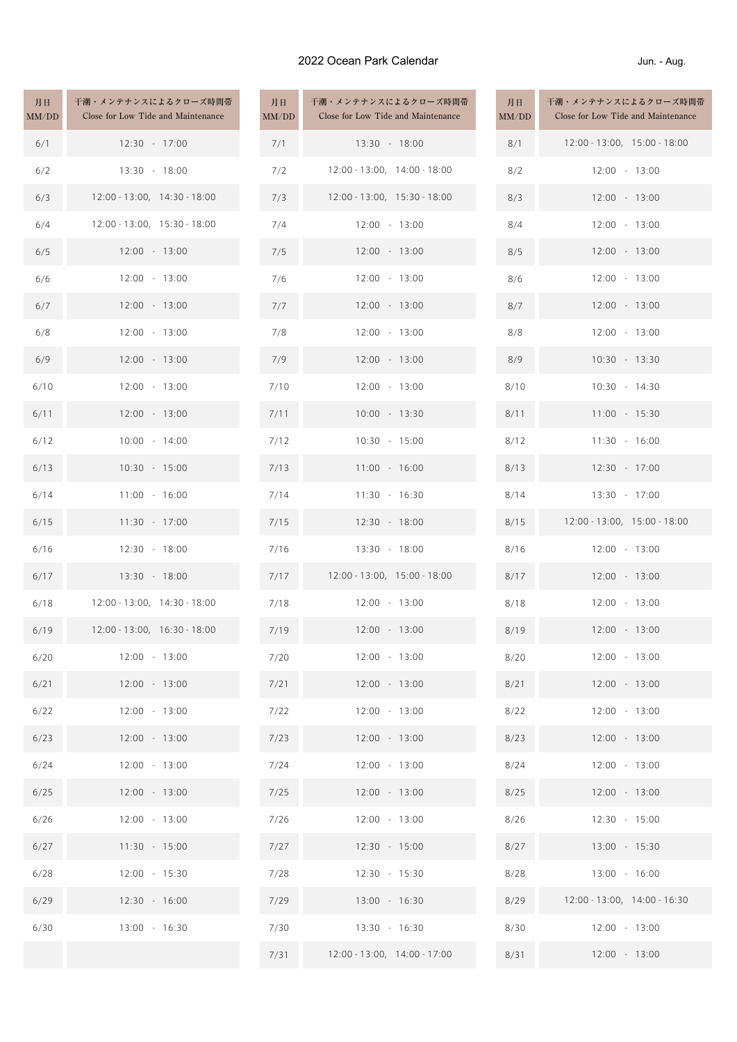# 2022 Ocean Park Calendar

Jun. - Aug.

| 月日 MM/DD | 干潮・メンテナンスによるクローズ時間帯 Close for Low Tide and Maintenance | 月日 MM/DD | 干潮・メンテナンスによるクローズ時間帯 Close for Low Tide and Maintenance | 月日 MM/DD | 干潮・メンテナンスによるクローズ時間帯 Close for Low Tide and Maintenance |
|---|---|---|---|---|---|
| 6/1 | 12:30 - 17:00 | 7/1 | 13:30 - 18:00 | 8/1 | 12:00 - 13:00, 15:00 - 18:00 |
| 6/2 | 13:30 - 18:00 | 7/2 | 12:00 - 13:00, 14:00 - 18:00 | 8/2 | 12:00 - 13:00 |
| 6/3 | 12:00 - 13:00, 14:30 - 18:00 | 7/3 | 12:00 - 13:00, 15:30 - 18:00 | 8/3 | 12:00 - 13:00 |
| 6/4 | 12:00 - 13:00, 15:30 - 18:00 | 7/4 | 12:00 - 13:00 | 8/4 | 12:00 - 13:00 |
| 6/5 | 12:00 - 13:00 | 7/5 | 12:00 - 13:00 | 8/5 | 12:00 - 13:00 |
| 6/6 | 12:00 - 13:00 | 7/6 | 12:00 - 13:00 | 8/6 | 12:00 - 13:00 |
| 6/7 | 12:00 - 13:00 | 7/7 | 12:00 - 13:00 | 8/7 | 12:00 - 13:00 |
| 6/8 | 12:00 - 13:00 | 7/8 | 12:00 - 13:00 | 8/8 | 12:00 - 13:00 |
| 6/9 | 12:00 - 13:00 | 7/9 | 12:00 - 13:00 | 8/9 | 10:30 - 13:30 |
| 6/10 | 12:00 - 13:00 | 7/10 | 12:00 - 13:00 | 8/10 | 10:30 - 14:30 |
| 6/11 | 12:00 - 13:00 | 7/11 | 10:00 - 13:30 | 8/11 | 11:00 - 15:30 |
| 6/12 | 10:00 - 14:00 | 7/12 | 10:30 - 15:00 | 8/12 | 11:30 - 16:00 |
| 6/13 | 10:30 - 15:00 | 7/13 | 11:00 - 16:00 | 8/13 | 12:30 - 17:00 |
| 6/14 | 11:00 - 16:00 | 7/14 | 11:30 - 16:30 | 8/14 | 13:30 - 17:00 |
| 6/15 | 11:30 - 17:00 | 7/15 | 12:30 - 18:00 | 8/15 | 12:00 - 13:00, 15:00 - 18:00 |
| 6/16 | 12:30 - 18:00 | 7/16 | 13:30 - 18:00 | 8/16 | 12:00 - 13:00 |
| 6/17 | 13:30 - 18:00 | 7/17 | 12:00 - 13:00, 15:00 - 18:00 | 8/17 | 12:00 - 13:00 |
| 6/18 | 12:00 - 13:00, 14:30 - 18:00 | 7/18 | 12:00 - 13:00 | 8/18 | 12:00 - 13:00 |
| 6/19 | 12:00 - 13:00, 16:30 - 18:00 | 7/19 | 12:00 - 13:00 | 8/19 | 12:00 - 13:00 |
| 6/20 | 12:00 - 13:00 | 7/20 | 12:00 - 13:00 | 8/20 | 12:00 - 13:00 |
| 6/21 | 12:00 - 13:00 | 7/21 | 12:00 - 13:00 | 8/21 | 12:00 - 13:00 |
| 6/22 | 12:00 - 13:00 | 7/22 | 12:00 - 13:00 | 8/22 | 12:00 - 13:00 |
| 6/23 | 12:00 - 13:00 | 7/23 | 12:00 - 13:00 | 8/23 | 12:00 - 13:00 |
| 6/24 | 12:00 - 13:00 | 7/24 | 12:00 - 13:00 | 8/24 | 12:00 - 13:00 |
| 6/25 | 12:00 - 13:00 | 7/25 | 12:00 - 13:00 | 8/25 | 12:00 - 13:00 |
| 6/26 | 12:00 - 13:00 | 7/26 | 12:00 - 13:00 | 8/26 | 12:30 - 15:00 |
| 6/27 | 11:30 - 15:00 | 7/27 | 12:30 - 15:00 | 8/27 | 13:00 - 15:30 |
| 6/28 | 12:00 - 15:30 | 7/28 | 12:30 - 15:30 | 8/28 | 13:00 - 16:00 |
| 6/29 | 12:30 - 16:00 | 7/29 | 13:00 - 16:30 | 8/29 | 12:00 - 13:00, 14:00 - 16:30 |
| 6/30 | 13:00 - 16:30 | 7/30 | 13:30 - 16:30 | 8/30 | 12:00 - 13:00 |
| | | 7/31 | 12:00 - 13:00, 14:00 - 17:00 | 8/31 | 12:00 - 13:00 |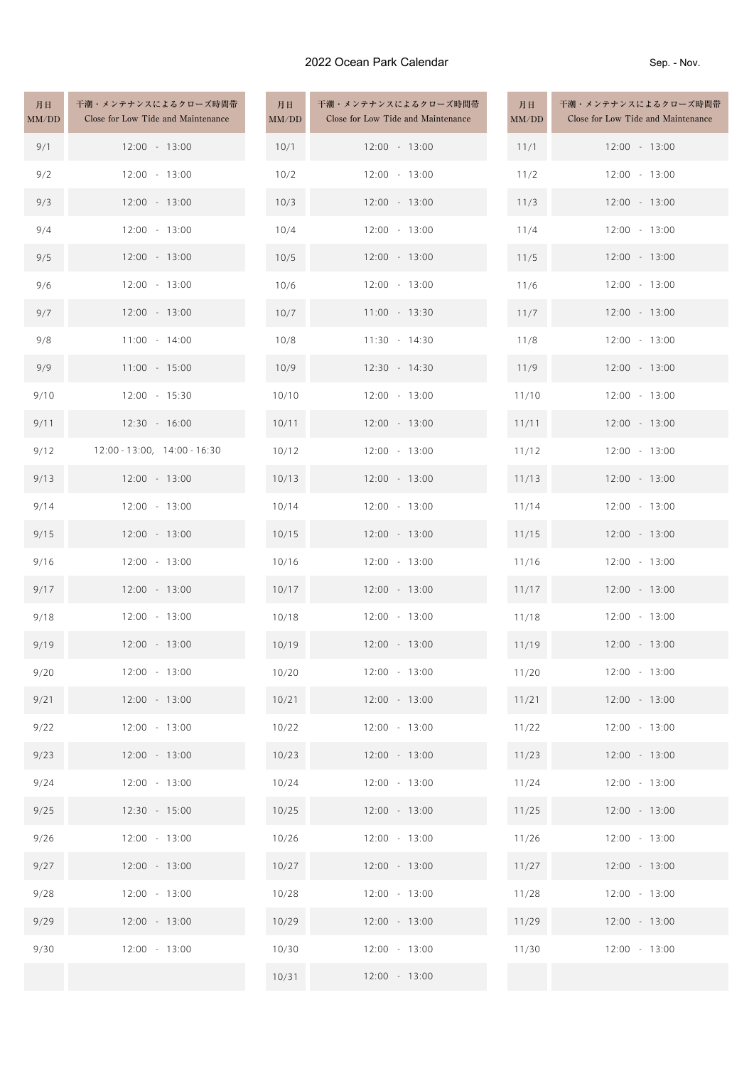# 2022 Ocean Park Calendar

Sep. - Nov.

| 月日 MM/DD | 干潮・メンテナンスによるクローズ時間帯 Close for Low Tide and Maintenance | 月日 MM/DD | 干潮・メンテナンスによるクローズ時間帯 Close for Low Tide and Maintenance | 月日 MM/DD | 干潮・メンテナンスによるクローズ時間帯 Close for Low Tide and Maintenance |
|---|---|---|---|---|---|
| 9/1 | 12:00 - 13:00 | 10/1 | 12:00 - 13:00 | 11/1 | 12:00 - 13:00 |
| 9/2 | 12:00 - 13:00 | 10/2 | 12:00 - 13:00 | 11/2 | 12:00 - 13:00 |
| 9/3 | 12:00 - 13:00 | 10/3 | 12:00 - 13:00 | 11/3 | 12:00 - 13:00 |
| 9/4 | 12:00 - 13:00 | 10/4 | 12:00 - 13:00 | 11/4 | 12:00 - 13:00 |
| 9/5 | 12:00 - 13:00 | 10/5 | 12:00 - 13:00 | 11/5 | 12:00 - 13:00 |
| 9/6 | 12:00 - 13:00 | 10/6 | 12:00 - 13:00 | 11/6 | 12:00 - 13:00 |
| 9/7 | 12:00 - 13:00 | 10/7 | 11:00 - 13:30 | 11/7 | 12:00 - 13:00 |
| 9/8 | 11:00 - 14:00 | 10/8 | 11:30 - 14:30 | 11/8 | 12:00 - 13:00 |
| 9/9 | 11:00 - 15:00 | 10/9 | 12:30 - 14:30 | 11/9 | 12:00 - 13:00 |
| 9/10 | 12:00 - 15:30 | 10/10 | 12:00 - 13:00 | 11/10 | 12:00 - 13:00 |
| 9/11 | 12:30 - 16:00 | 10/11 | 12:00 - 13:00 | 11/11 | 12:00 - 13:00 |
| 9/12 | 12:00 - 13:00, 14:00 - 16:30 | 10/12 | 12:00 - 13:00 | 11/12 | 12:00 - 13:00 |
| 9/13 | 12:00 - 13:00 | 10/13 | 12:00 - 13:00 | 11/13 | 12:00 - 13:00 |
| 9/14 | 12:00 - 13:00 | 10/14 | 12:00 - 13:00 | 11/14 | 12:00 - 13:00 |
| 9/15 | 12:00 - 13:00 | 10/15 | 12:00 - 13:00 | 11/15 | 12:00 - 13:00 |
| 9/16 | 12:00 - 13:00 | 10/16 | 12:00 - 13:00 | 11/16 | 12:00 - 13:00 |
| 9/17 | 12:00 - 13:00 | 10/17 | 12:00 - 13:00 | 11/17 | 12:00 - 13:00 |
| 9/18 | 12:00 - 13:00 | 10/18 | 12:00 - 13:00 | 11/18 | 12:00 - 13:00 |
| 9/19 | 12:00 - 13:00 | 10/19 | 12:00 - 13:00 | 11/19 | 12:00 - 13:00 |
| 9/20 | 12:00 - 13:00 | 10/20 | 12:00 - 13:00 | 11/20 | 12:00 - 13:00 |
| 9/21 | 12:00 - 13:00 | 10/21 | 12:00 - 13:00 | 11/21 | 12:00 - 13:00 |
| 9/22 | 12:00 - 13:00 | 10/22 | 12:00 - 13:00 | 11/22 | 12:00 - 13:00 |
| 9/23 | 12:00 - 13:00 | 10/23 | 12:00 - 13:00 | 11/23 | 12:00 - 13:00 |
| 9/24 | 12:00 - 13:00 | 10/24 | 12:00 - 13:00 | 11/24 | 12:00 - 13:00 |
| 9/25 | 12:30 - 15:00 | 10/25 | 12:00 - 13:00 | 11/25 | 12:00 - 13:00 |
| 9/26 | 12:00 - 13:00 | 10/26 | 12:00 - 13:00 | 11/26 | 12:00 - 13:00 |
| 9/27 | 12:00 - 13:00 | 10/27 | 12:00 - 13:00 | 11/27 | 12:00 - 13:00 |
| 9/28 | 12:00 - 13:00 | 10/28 | 12:00 - 13:00 | 11/28 | 12:00 - 13:00 |
| 9/29 | 12:00 - 13:00 | 10/29 | 12:00 - 13:00 | 11/29 | 12:00 - 13:00 |
| 9/30 | 12:00 - 13:00 | 10/30 | 12:00 - 13:00 | 11/30 | 12:00 - 13:00 |
| | | 10/31 | 12:00 - 13:00 | | |